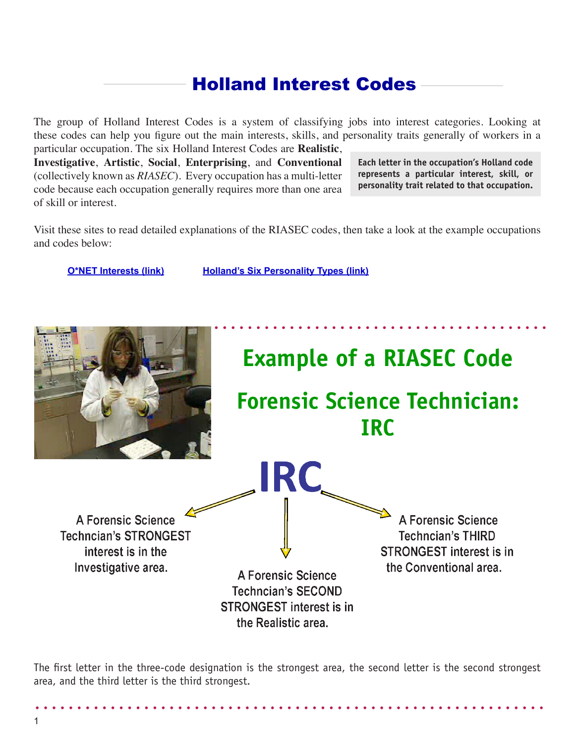# Holland Interest Codes

The group of Holland Interest Codes is a system of classifying jobs into interest categories. Looking at these codes can help you figure out the main interests, skills, and personality traits generally of workers in a particular occupation. The six Holland Interest Codes are **Realistic**, **Investigative**, **Artistic**, **Social**, **Enterprising**, and **Conventional** (collectively known as *RIASEC*). Every occupation has a multi-letter code because each occupation generally requires more than one area of skill or interest.

**Each letter in the occupation's Holland code represents a particular interest, skill, or personality trait related to that occupation.**

Visit these sites to read detailed explanations of the RIASEC codes, then take a look at the example occupations and codes below:

O*NET Interests (link)    Holland's Six Personality Types (link)

## Example of a RIASEC Code

## Forensic Science Technician: IRC

IRC

A Forensic Science Techncian's STRONGEST interest is in the Investigative area.

A Forensic Science Techncian's SECOND STRONGEST interest is in the Realistic area.

A Forensic Science Techncian's THIRD STRONGEST interest is in the Conventional area.

The first letter in the three-code designation is the strongest area, the second letter is the second strongest area, and the third letter is the third strongest.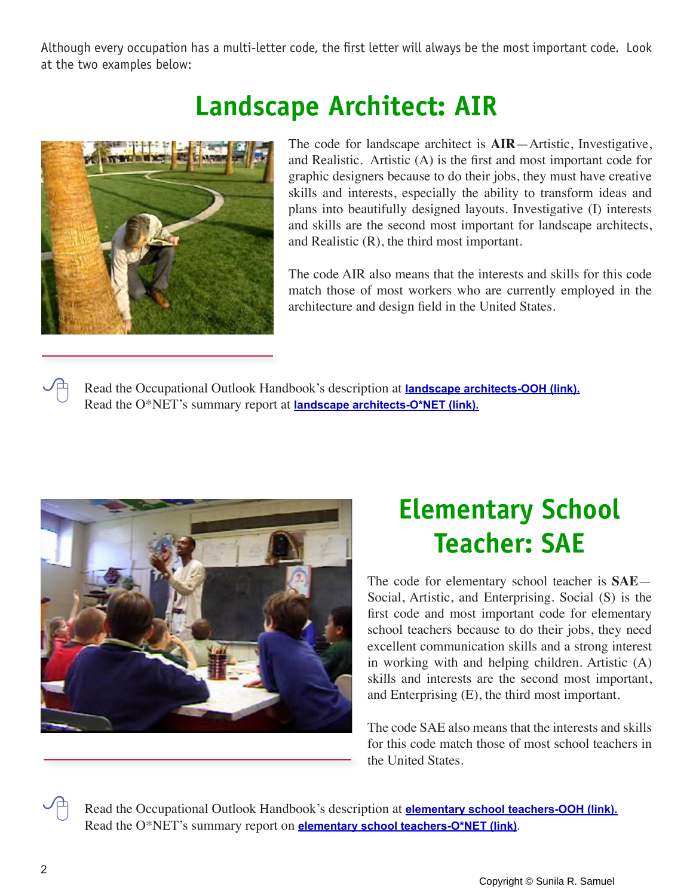Although every occupation has a multi-letter code, the first letter will always be the most important code. Look at the two examples below:

# Landscape Architect: AIR

The code for landscape architect is **AIR**—Artistic, Investigative, and Realistic. Artistic (A) is the first and most important code for graphic designers because to do their jobs, they must have creative skills and interests, especially the ability to transform ideas and plans into beautifully designed layouts. Investigative (I) interests and skills are the second most important for landscape architects, and Realistic (R), the third most important.

The code AIR also means that the interests and skills for this code match those of most workers who are currently employed in the architecture and design field in the United States.

Read the Occupational Outlook Handbook's description at **landscape architects-OOH (link).**
Read the O*NET's summary report at **landscape architects-O*NET (link).**

# Elementary School Teacher: SAE

The code for elementary school teacher is **SAE**—Social, Artistic, and Enterprising. Social (S) is the first code and most important code for elementary school teachers because to do their jobs, they need excellent communication skills and a strong interest in working with and helping children. Artistic (A) skills and interests are the second most important, and Enterprising (E), the third most important.

The code SAE also means that the interests and skills for this code match those of most school teachers in the United States.

Read the Occupational Outlook Handbook's description at **elementary school teachers-OOH (link).**
Read the O*NET's summary report on **elementary school teachers-O*NET (link)**.

Copyright © Sunila R. Samuel